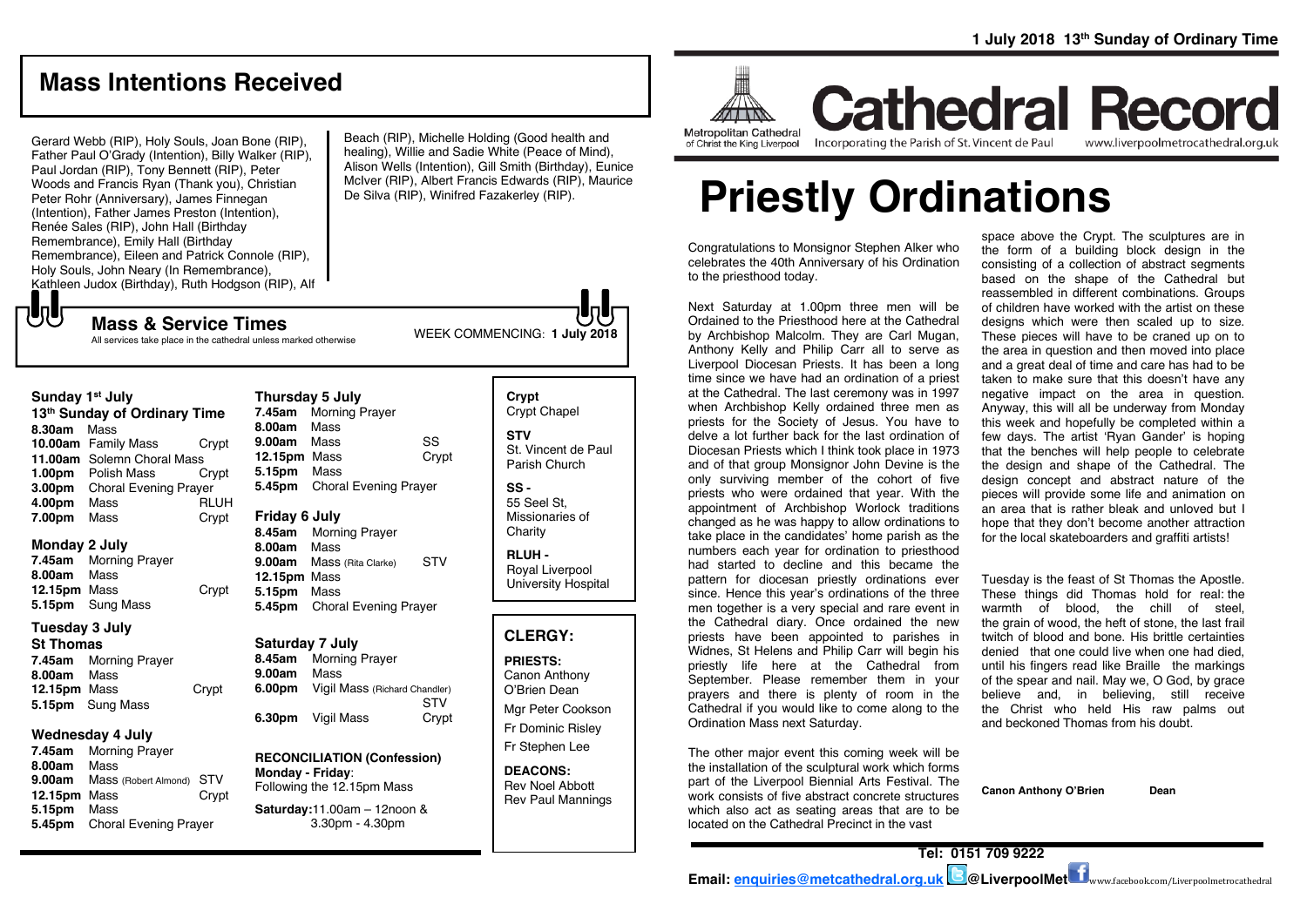1 July 2018 13th Sunday of Ordinary Time

# Cathedral Record

Metropolitan Cathedral of Christ the King Liverpool

Incorporating the Parish of St. Vincent de Paul

www.liverpoolmetrocathedral.org.uk

# Priestly Ordinations

Congratulations to Monsignor Stephen Alker who celebrates the 40th Anniversary of his Ordination to the priesthood today.

Next Saturday at 1.00pm three men will be Ordained to the Priesthood here at the Cathedral by Archbishop Malcolm. They are Carl Mugan, Anthony Kelly and Philip Carr all to serve as Liverpool Diocesan Priests. It has been a long time since we have had an ordination of a priest at the Cathedral. The last ceremony was in 1997 when Archbishop Kelly ordained three men as priests for the Society of Jesus. You have to delve a lot further back for the last ordination of Diocesan Priests which I think took place in 1973 and of that group Monsignor John Devine is the only surviving member of the cohort of five priests who were ordained that year. With the appointment of Archbishop Worlock traditions changed as he was happy to allow ordinations to take place in the candidates' home parish as the numbers each year for ordination to priesthood had started to decline and this became the pattern for diocesan priestly ordinations ever since. Hence this year's ordinations of the three men together is a very special and rare event in the Cathedral diary. Once ordained the new priests have been appointed to parishes in Widnes, St Helens and Philip Carr will begin his priestly life here at the Cathedral from September. Please remember them in your prayers and there is plenty of room in the Cathedral if you would like to come along to the Ordination Mass next Saturday.

The other major event this coming week will be the installation of the sculptural work which forms part of the Liverpool Biennial Arts Festival. The work consists of five abstract concrete structures which also act as seating areas that are to be located on the Cathedral Precinct in the vast space above the Crypt. The sculptures are in the form of a building block design in the consisting of a collection of abstract segments based on the shape of the Cathedral but reassembled in different combinations. Groups of children have worked with the artist on these designs which were then scaled up to size. These pieces will have to be craned up on to the area in question and then moved into place and a great deal of time and care has had to be taken to make sure that this doesn't have any negative impact on the area in question. Anyway, this will all be underway from Monday this week and hopefully be completed within a few days. The artist 'Ryan Gander' is hoping that the benches will help people to celebrate the design and shape of the Cathedral. The design concept and abstract nature of the pieces will provide some life and animation on an area that is rather bleak and unloved but I hope that they don't become another attraction for the local skateboarders and graffiti artists!

Tuesday is the feast of St Thomas the Apostle. These things did Thomas hold for real: the warmth of blood, the chill of steel, the grain of wood, the heft of stone, the last frail twitch of blood and bone. His brittle certainties denied that one could live when one had died, until his fingers read like Braille the markings of the spear and nail. May we, O God, by grace believe and, in believing, still receive the Christ who held His raw palms out and beckoned Thomas from his doubt.

**Canon Anthony O'Brien Dean**

## Mass Intentions Received

Gerard Webb (RIP), Holy Souls, Joan Bone (RIP), Father Paul O'Grady (Intention), Billy Walker (RIP), Paul Jordan (RIP), Tony Bennett (RIP), Peter Woods and Francis Ryan (Thank you), Christian Peter Rohr (Anniversary), James Finnegan (Intention), Father James Preston (Intention), Renée Sales (RIP), John Hall (Birthday Remembrance), Emily Hall (Birthday Remembrance), Eileen and Patrick Connole (RIP), Holy Souls, John Neary (In Remembrance), Kathleen Judox (Birthday), Ruth Hodgson (RIP), Alf Beach (RIP), Michelle Holding (Good health and healing), Willie and Sadie White (Peace of Mind), Alison Wells (Intention), Gill Smith (Birthday), Eunice McIver (RIP), Albert Francis Edwards (RIP), Maurice De Silva (RIP), Winifred Fazakerley (RIP).

## Mass & Service Times

All services take place in the cathedral unless marked otherwise

WEEK COMMENCING: **1 July 2018**

### Sunday 1st July
**13th Sunday of Ordinary Time**

| | | |
|---|---|---|
| **8.30am** | Mass | |
| **10.00am** | Family Mass | Crypt |
| **11.00am** | Solemn Choral Mass | |
| **1.00pm** | Polish Mass | Crypt |
| **3.00pm** | Choral Evening Prayer | |
| **4.00pm** | Mass | RLUH |
| **7.00pm** | Mass | Crypt |

### Monday 2 July

| | | |
|---|---|---|
| **7.45am** | Morning Prayer | |
| **8.00am** | Mass | |
| **12.15pm** | Mass | Crypt |
| **5.15pm** | Sung Mass | |

### Tuesday 3 July
**St Thomas**

| | | |
|---|---|---|
| **7.45am** | Morning Prayer | |
| **8.00am** | Mass | |
| **12.15pm** | Mass | Crypt |
| **5.15pm** | Sung Mass | |

### Wednesday 4 July

| | | |
|---|---|---|
| **7.45am** | Morning Prayer | |
| **8.00am** | Mass | |
| **9.00am** | Mass (Robert Almond) | STV |
| **12.15pm** | Mass | Crypt |
| **5.15pm** | Mass | |
| **5.45pm** | Choral Evening Prayer | |

### Thursday 5 July

| | | |
|---|---|---|
| **7.45am** | Morning Prayer | |
| **8.00am** | Mass | |
| **9.00am** | Mass | SS |
| **12.15pm** | Mass | Crypt |
| **5.15pm** | Mass | |
| **5.45pm** | Choral Evening Prayer | |

### Friday 6 July

| | | |
|---|---|---|
| **8.45am** | Morning Prayer | |
| **8.00am** | Mass | |
| **9.00am** | Mass (Rita Clarke) | STV |
| **12.15pm** | Mass | |
| **5.15pm** | Mass | |
| **5.45pm** | Choral Evening Prayer | |

### Saturday 7 July

| | | |
|---|---|---|
| **8.45am** | Morning Prayer | |
| **9.00am** | Mass | |
| **6.00pm** | Vigil Mass (Richard Chandler) | STV |
| **6.30pm** | Vigil Mass | Crypt |

**RECONCILIATION (Confession)**
**Monday - Friday**: Following the 12.15pm Mass

**Saturday:** 11.00am – 12noon & 3.30pm - 4.30pm

**Crypt**
Crypt Chapel

**STV**
St. Vincent de Paul Parish Church

**SS -**
55 Seel St, Missionaries of Charity

**RLUH -**
Royal Liverpool University Hospital

## CLERGY:

**PRIESTS:**
Canon Anthony O'Brien Dean
Mgr Peter Cookson
Fr Dominic Risley
Fr Stephen Lee

**DEACONS:**
Rev Noel Abbott
Rev Paul Mannings

**Tel: 0151 709 9222**

**Email: enquiries@metcathedral.org.uk @LiverpoolMet** www.facebook.com/Liverpoolmetrocathedral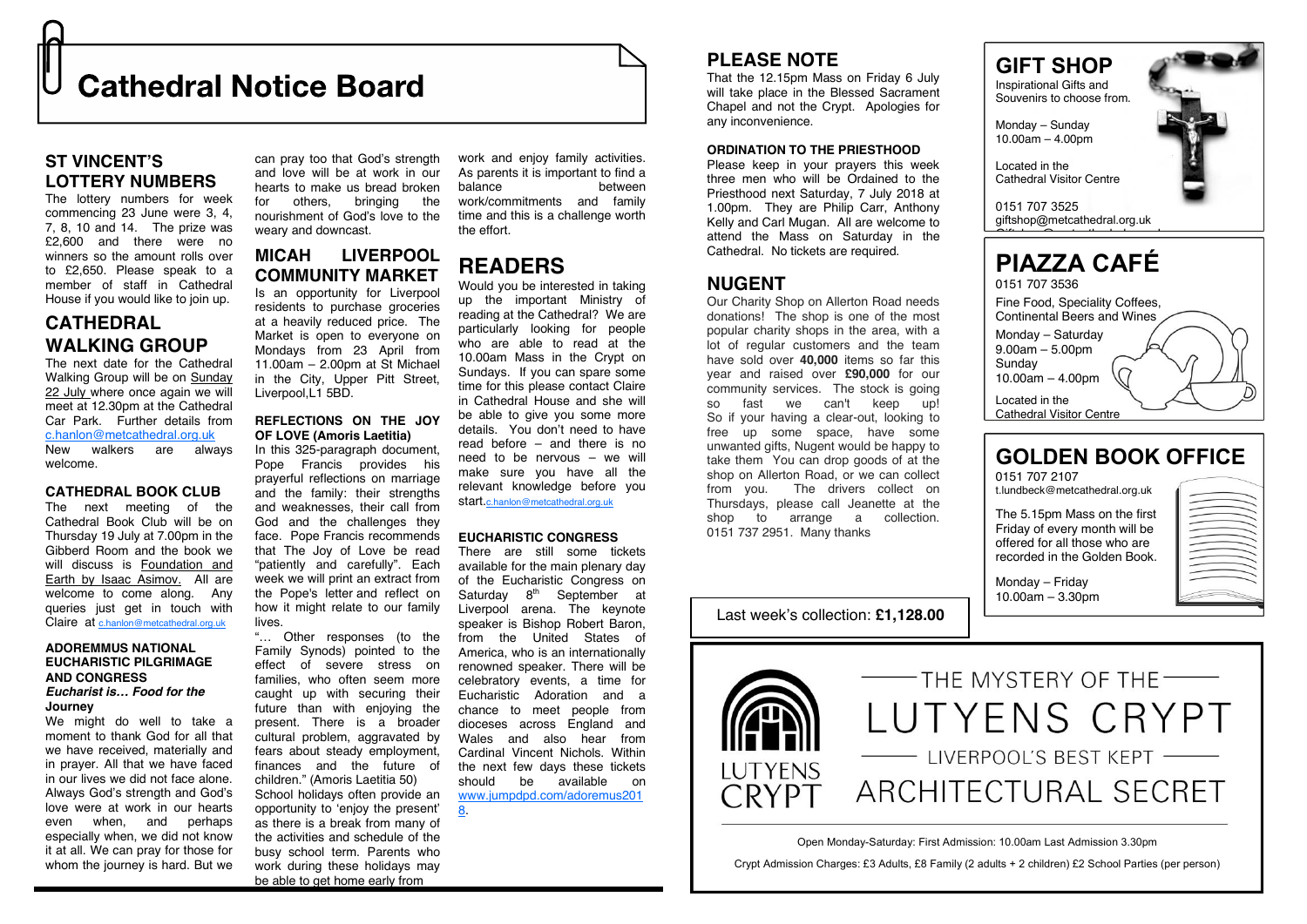# Cathedral Notice Board

## ST VINCENT'S LOTTERY NUMBERS

The lottery numbers for week commencing 23 June were 3, 4, 7, 8, 10 and 14. The prize was £2,600 and there were no winners so the amount rolls over to £2,650. Please speak to a member of staff in Cathedral House if you would like to join up.

## CATHEDRAL WALKING GROUP

The next date for the Cathedral Walking Group will be on Sunday 22 July where once again we will meet at 12.30pm at the Cathedral Car Park. Further details from c.hanlon@metcathedral.org.uk New walkers are always welcome.

### CATHEDRAL BOOK CLUB

The next meeting of the Cathedral Book Club will be on Thursday 19 July at 7.00pm in the Gibberd Room and the book we will discuss is Foundation and Earth by Isaac Asimov. All are welcome to come along. Any queries just get in touch with Claire at c.hanlon@metcathedral.org.uk

#### ADOREMMUS NATIONAL EUCHARISTIC PILGRIMAGE AND CONGRESS

***Eucharist is… Food for the* Journey**

We might do well to take a moment to thank God for all that we have received, materially and in prayer. All that we have faced in our lives we did not face alone. Always God's strength and God's love were at work in our hearts even when, and perhaps especially when, we did not know it at all. We can pray for those for whom the journey is hard. But we can pray too that God's strength and love will be at work in our hearts to make us bread broken for others, bringing the nourishment of God's love to the weary and downcast.

## MICAH LIVERPOOL COMMUNITY MARKET

Is an opportunity for Liverpool residents to purchase groceries at a heavily reduced price. The Market is open to everyone on Mondays from 23 April from 11.00am – 2.00pm at St Michael in the City, Upper Pitt Street, Liverpool,L1 5BD.

#### REFLECTIONS ON THE JOY OF LOVE (Amoris Laetitia)

In this 325-paragraph document, Pope Francis provides his prayerful reflections on marriage and the family: their strengths and weaknesses, their call from God and the challenges they face. Pope Francis recommends that The Joy of Love be read "patiently and carefully". Each week we will print an extract from the Pope's letter and reflect on how it might relate to our family lives.

"… Other responses (to the Family Synods) pointed to the effect of severe stress on families, who often seem more caught up with securing their future than with enjoying the present. There is a broader cultural problem, aggravated by fears about steady employment, finances and the future of children." (Amoris Laetitia 50)

School holidays often provide an opportunity to 'enjoy the present' as there is a break from many of the activities and schedule of the busy school term. Parents who work during these holidays may be able to get home early from work and enjoy family activities. As parents it is important to find a balance between work/commitments and family time and this is a challenge worth the effort.

## READERS

Would you be interested in taking up the important Ministry of reading at the Cathedral? We are particularly looking for people who are able to read at the 10.00am Mass in the Crypt on Sundays. If you can spare some time for this please contact Claire in Cathedral House and she will be able to give you some more details. You don't need to have read before – and there is no need to be nervous – we will make sure you have all the relevant knowledge before you start.c.hanlon@metcathedral.org.uk

#### EUCHARISTIC CONGRESS

There are still some tickets available for the main plenary day of the Eucharistic Congress on Saturday 8th September at Liverpool arena. The keynote speaker is Bishop Robert Baron, from the United States of America, who is an internationally renowned speaker. There will be celebratory events, a time for Eucharistic Adoration and a chance to meet people from dioceses across England and Wales and also hear from Cardinal Vincent Nichols. Within the next few days these tickets should be available on www.jumpdpd.com/adoremus2018.

## PLEASE NOTE

That the 12.15pm Mass on Friday 6 July will take place in the Blessed Sacrament Chapel and not the Crypt. Apologies for any inconvenience.

#### ORDINATION TO THE PRIESTHOOD

Please keep in your prayers this week three men who will be Ordained to the Priesthood next Saturday, 7 July 2018 at 1.00pm. They are Philip Carr, Anthony Kelly and Carl Mugan. All are welcome to attend the Mass on Saturday in the Cathedral. No tickets are required.

## NUGENT

Our Charity Shop on Allerton Road needs donations! The shop is one of the most popular charity shops in the area, with a lot of regular customers and the team have sold over **40,000** items so far this year and raised over **£90,000** for our community services. The stock is going so fast we can't keep up! So if your having a clear-out, looking to free up some space, have some unwanted gifts, Nugent would be happy to take them You can drop goods of at the shop on Allerton Road, or we can collect from you. The drivers collect on Thursdays, please call Jeanette at the shop to arrange a collection. 0151 737 2951. Many thanks

Last week's collection: **£1,128.00**

## GIFT SHOP

Inspirational Gifts and Souvenirs to choose from.

Monday – Sunday
10.00am – 4.00pm

Located in the Cathedral Visitor Centre

0151 707 3525
giftshop@metcathedral.org.uk

## PIAZZA CAFÉ

0151 707 3536

Fine Food, Speciality Coffees, Continental Beers and Wines

Monday – Saturday
9.00am – 5.00pm
Sunday
10.00am – 4.00pm

Located in the Cathedral Visitor Centre

## GOLDEN BOOK OFFICE

0151 707 2107
t.lundbeck@metcathedral.org.uk

The 5.15pm Mass on the first Friday of every month will be offered for all those who are recorded in the Golden Book.

Monday – Friday
10.00am – 3.30pm

LUTYENS CRYPT

THE MYSTERY OF THE LUTYENS CRYPT

LIVERPOOL'S BEST KEPT ARCHITECTURAL SECRET

Open Monday-Saturday: First Admission: 10.00am Last Admission 3.30pm

Crypt Admission Charges: £3 Adults, £8 Family (2 adults + 2 children) £2 School Parties (per person)